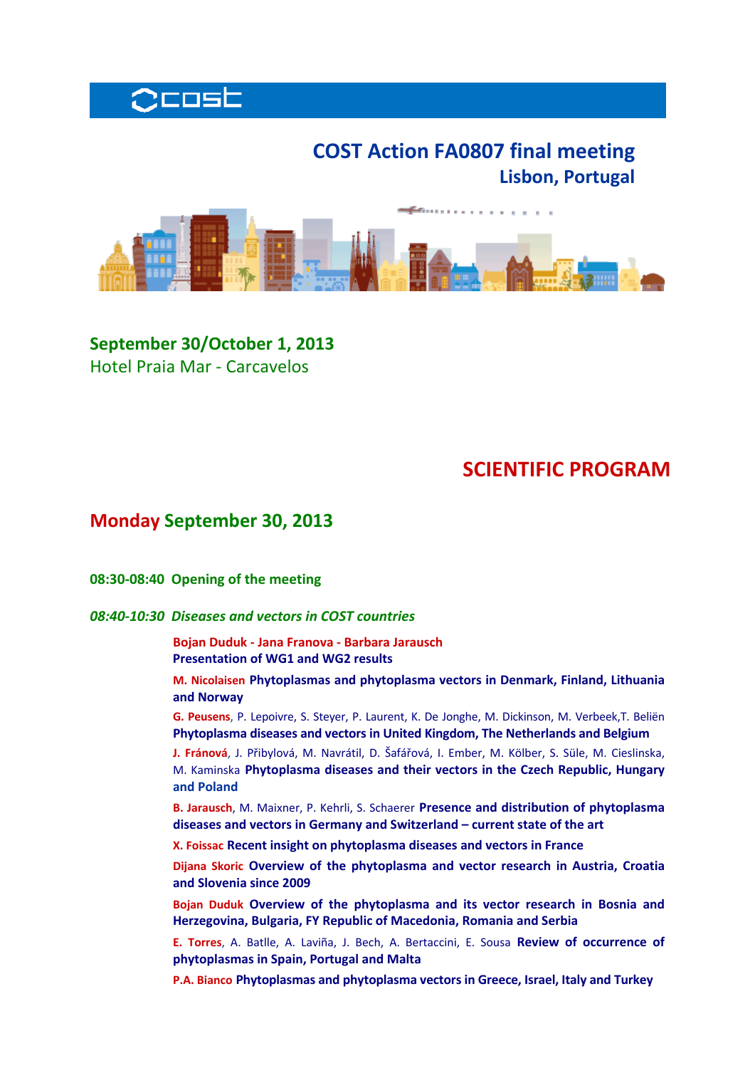# COST Action FA0807 final meeting
## Lisbon, Portugal

**September 30/October 1, 2013**
Hotel Praia Mar - Carcavelos

# SCIENTIFIC PROGRAM

## Monday September 30, 2013

**08:30-08:40 Opening of the meeting**

***08:40-10:30 Diseases and vectors in COST countries***

**Bojan Duduk - Jana Franova - Barbara Jarausch**
**Presentation of WG1 and WG2 results**

**M. Nicolaisen** **Phytoplasmas and phytoplasma vectors in Denmark, Finland, Lithuania and Norway**

**G. Peusens**, P. Lepoivre, S. Steyer, P. Laurent, K. De Jonghe, M. Dickinson, M. Verbeek,T. Beliën **Phytoplasma diseases and vectors in United Kingdom, The Netherlands and Belgium**

**J. Fránová**, J. Přibylová, M. Navrátil, D. Šafářová, I. Ember, M. Kölber, S. Süle, M. Cieslinska, M. Kaminska **Phytoplasma diseases and their vectors in the Czech Republic, Hungary and Poland**

**B. Jarausch**, M. Maixner, P. Kehrli, S. Schaerer **Presence and distribution of phytoplasma diseases and vectors in Germany and Switzerland – current state of the art**

**X. Foissac** **Recent insight on phytoplasma diseases and vectors in France**

**Dijana Skoric** **Overview of the phytoplasma and vector research in Austria, Croatia and Slovenia since 2009**

**Bojan Duduk** **Overview of the phytoplasma and its vector research in Bosnia and Herzegovina, Bulgaria, FY Republic of Macedonia, Romania and Serbia**

**E. Torres**, A. Batlle, A. Laviña, J. Bech, A. Bertaccini, E. Sousa **Review of occurrence of phytoplasmas in Spain, Portugal and Malta**

**P.A. Bianco** **Phytoplasmas and phytoplasma vectors in Greece, Israel, Italy and Turkey**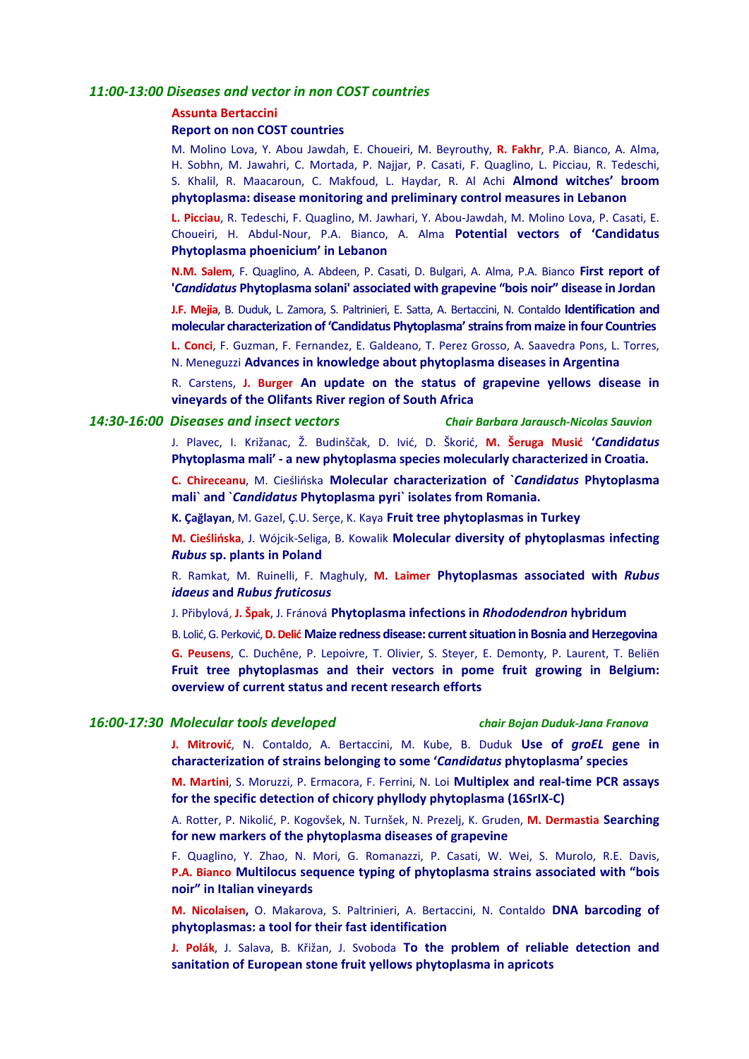### *11:00-13:00 Diseases and vector in non COST countries*

**Assunta Bertaccini**

**Report on non COST countries**

M. Molino Lova, Y. Abou Jawdah, E. Choueiri, M. Beyrouthy, **R. Fakhr**, P.A. Bianco, A. Alma, H. Sobhn, M. Jawahri, C. Mortada, P. Najjar, P. Casati, F. Quaglino, L. Picciau, R. Tedeschi, S. Khalil, R. Maacaroun, C. Makfoud, L. Haydar, R. Al Achi **Almond witches' broom phytoplasma: disease monitoring and preliminary control measures in Lebanon**

**L. Picciau**, R. Tedeschi, F. Quaglino, M. Jawhari, Y. Abou-Jawdah, M. Molino Lova, P. Casati, E. Choueiri, H. Abdul-Nour, P.A. Bianco, A. Alma **Potential vectors of 'Candidatus Phytoplasma phoenicium' in Lebanon**

**N.M. Salem**, F. Quaglino, A. Abdeen, P. Casati, D. Bulgari, A. Alma, P.A. Bianco **First report of '*Candidatus* Phytoplasma solani' associated with grapevine "bois noir" disease in Jordan**

**J.F. Mejia**, B. Duduk, L. Zamora, S. Paltrinieri, E. Satta, A. Bertaccini, N. Contaldo **Identification and molecular characterization of 'Candidatus Phytoplasma' strains from maize in four Countries**

**L. Conci**, F. Guzman, F. Fernandez, E. Galdeano, T. Perez Grosso, A. Saavedra Pons, L. Torres, N. Meneguzzi **Advances in knowledge about phytoplasma diseases in Argentina**

R. Carstens, **J. Burger** **An update on the status of grapevine yellows disease in vineyards of the Olifants River region of South Africa**

### *14:30-16:00 Diseases and insect vectors*

***Chair Barbara Jarausch-Nicolas Sauvion***

J. Plavec, I. Križanac, Ž. Budinščak, D. Ivić, D. Škorić, **M. Šeruga Music** **'*Candidatus* Phytoplasma mali' - a new phytoplasma species molecularly characterized in Croatia.**

**C. Chireceanu**, M. Cieślińska **Molecular characterization of `*Candidatus* Phytoplasma mali` and `*Candidatus* Phytoplasma pyri` isolates from Romania.**

**K. Çağlayan**, M. Gazel, Ç.U. Serçe, K. Kaya **Fruit tree phytoplasmas in Turkey**

**M. Cieślińska**, J. Wójcik-Seliga, B. Kowalik **Molecular diversity of phytoplasmas infecting *Rubus* sp. plants in Poland**

R. Ramkat, M. Ruinelli, F. Maghuly, **M. Laimer** **Phytoplasmas associated with *Rubus idaeus* and *Rubus fruticosus***

J. Přibylová, **J. Špak**, J. Fránová **Phytoplasma infections in *Rhododendron* hybridum**

B. Lolić, G. Perković, **D. Delić** **Maize redness disease: current situation in Bosnia and Herzegovina**

**G. Peusens**, C. Duchêne, P. Lepoivre, T. Olivier, S. Steyer, E. Demonty, P. Laurent, T. Beliën **Fruit tree phytoplasmas and their vectors in pome fruit growing in Belgium: overview of current status and recent research efforts**

### *16:00-17:30 Molecular tools developed*

***chair Bojan Duduk-Jana Franova***

**J. Mitrović**, N. Contaldo, A. Bertaccini, M. Kube, B. Duduk **Use of *groEL* gene in characterization of strains belonging to some '*Candidatus* phytoplasma' species**

**M. Martini**, S. Moruzzi, P. Ermacora, F. Ferrini, N. Loi **Multiplex and real-time PCR assays for the specific detection of chicory phyllody phytoplasma (16SrIX-C)**

A. Rotter, P. Nikolić, P. Kogovšek, N. Turnšek, N. Prezelj, K. Gruden, **M. Dermastia** **Searching for new markers of the phytoplasma diseases of grapevine**

F. Quaglino, Y. Zhao, N. Mori, G. Romanazzi, P. Casati, W. Wei, S. Murolo, R.E. Davis, **P.A. Bianco** **Multilocus sequence typing of phytoplasma strains associated with "bois noir" in Italian vineyards**

**M. Nicolaisen,** O. Makarova, S. Paltrinieri, A. Bertaccini, N. Contaldo **DNA barcoding of phytoplasmas: a tool for their fast identification**

**J. Polák**, J. Salava, B. Křižan, J. Svoboda **To the problem of reliable detection and sanitation of European stone fruit yellows phytoplasma in apricots**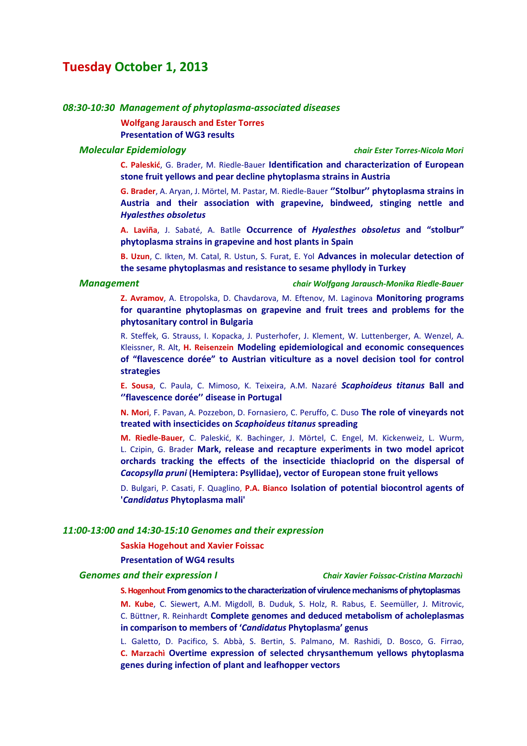# Tuesday October 1, 2013

### *08:30-10:30 Management of phytoplasma-associated diseases*

**Wolfgang Jarausch and Ester Torres**
**Presentation of WG3 results**

#### *Molecular Epidemiology* — *chair Ester Torres-Nicola Mori*

**C. Paleskić**, G. Brader, M. Riedle-Bauer **Identification and characterization of European stone fruit yellows and pear decline phytoplasma strains in Austria**

**G. Brader**, A. Aryan, J. Mörtel, M. Pastar, M. Riedle-Bauer **''Stolbur'' phytoplasma strains in Austria and their association with grapevine, bindweed, stinging nettle and *Hyalesthes obsoletus***

**A. Laviña**, J. Sabaté, A. Batlle **Occurrence of *Hyalesthes obsoletus* and "stolbur" phytoplasma strains in grapevine and host plants in Spain**

**B. Uzun**, C. Ikten, M. Catal, R. Ustun, S. Furat, E. Yol **Advances in molecular detection of the sesame phytoplasmas and resistance to sesame phyllody in Turkey**

#### *Management* — *chair Wolfgang Jarausch-Monika Riedle-Bauer*

**Z. Avramov**, A. Etropolska, D. Chavdarova, M. Eftenov, M. Laginova **Monitoring programs for quarantine phytoplasmas on grapevine and fruit trees and problems for the phytosanitary control in Bulgaria**

R. Steffek, G. Strauss, I. Kopacka, J. Pusterhofer, J. Klement, W. Luttenberger, A. Wenzel, A. Kleissner, R. Alt, **H. Reisenzein** **Modeling epidemiological and economic consequences of "flavescence dorée" to Austrian viticulture as a novel decision tool for control strategies**

**E. Sousa**, C. Paula, C. Mimoso, K. Teixeira, A.M. Nazaré ***Scaphoideus titanus* Ball and ''flavescence dorée'' disease in Portugal**

**N. Mori**, F. Pavan, A. Pozzebon, D. Fornasiero, C. Peruffo, C. Duso **The role of vineyards not treated with insecticides on *Scaphoideus titanus* spreading**

**M. Riedle-Bauer**, C. Paleskić, K. Bachinger, J. Mörtel, C. Engel, M. Kickenweiz, L. Wurm, L. Czipin, G. Brader **Mark, release and recapture experiments in two model apricot orchards tracking the effects of the insecticide thiacloprid on the dispersal of *Cacopsylla pruni* (Hemiptera: Psyllidae), vector of European stone fruit yellows**

D. Bulgari, P. Casati, F. Quaglino, **P.A. Bianco** **Isolation of potential biocontrol agents of '*Candidatus* Phytoplasma mali'**

### *11:00-13:00 and 14:30-15:10 Genomes and their expression*

**Saskia Hogehout and Xavier Foissac**

**Presentation of WG4 results**

#### *Genomes and their expression I* — *Chair Xavier Foissac-Cristina Marzachì*

**S. Hogenhout** **From genomics to the characterization of virulence mechanisms of phytoplasmas**

**M. Kube**, C. Siewert, A.M. Migdoll, B. Duduk, S. Holz, R. Rabus, E. Seemüller, J. Mitrovic, C. Büttner, R. Reinhardt **Complete genomes and deduced metabolism of acholeplasmas in comparison to members of '*Candidatus* Phytoplasma' genus**

L. Galetto, D. Pacifico, S. Abbà, S. Bertin, S. Palmano, M. Rashidi, D. Bosco, G. Firrao, **C. Marzachì** **Overtime expression of selected chrysanthemum yellows phytoplasma genes during infection of plant and leafhopper vectors**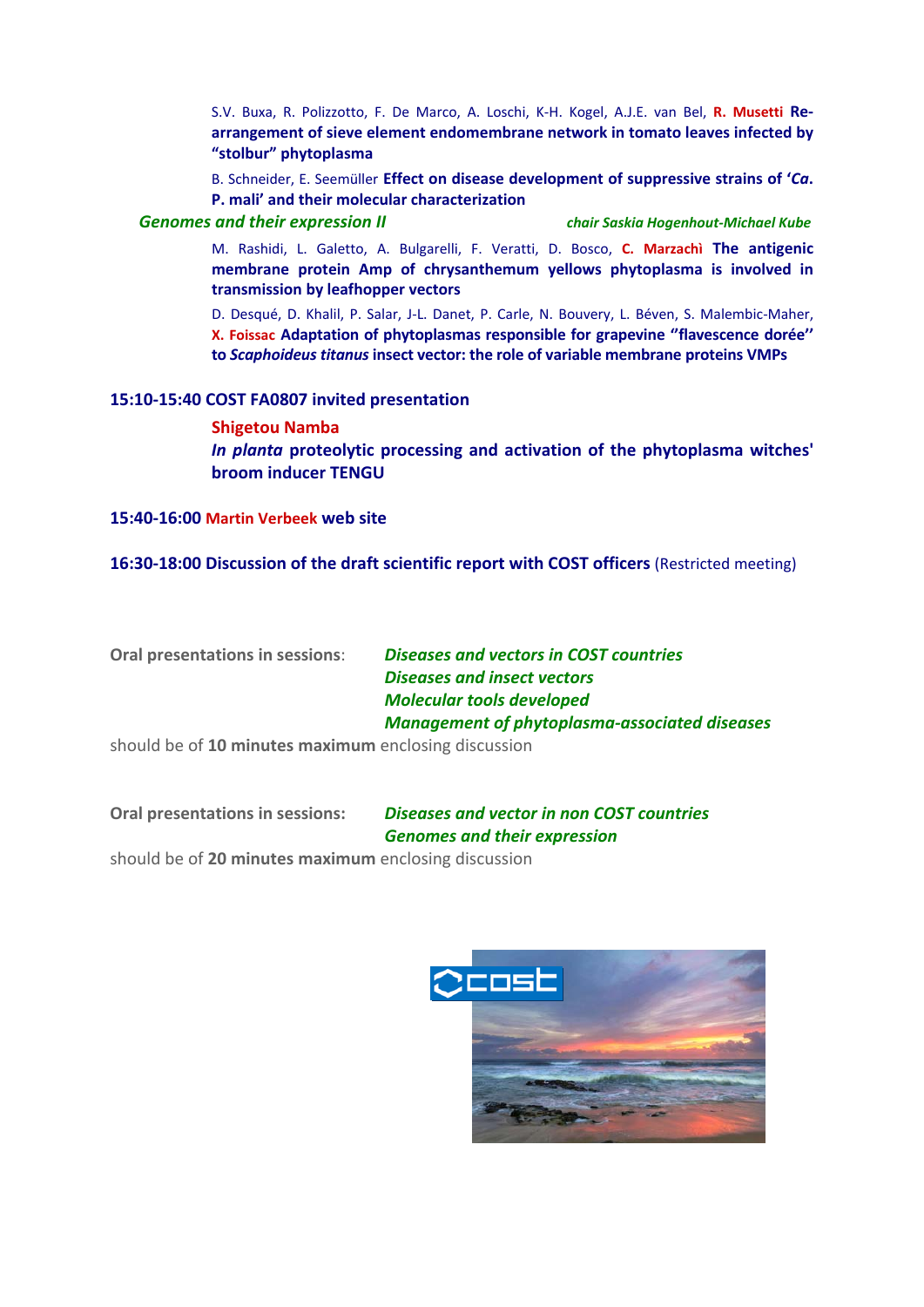S.V. Buxa, R. Polizzotto, F. De Marco, A. Loschi, K-H. Kogel, A.J.E. van Bel, **R. Musetti** **Re-arrangement of sieve element endomembrane network in tomato leaves infected by "stolbur" phytoplasma**

B. Schneider, E. Seemüller **Effect on disease development of suppressive strains of '*Ca.* P. mali' and their molecular characterization**

***Genomes and their expression II*** — *chair Saskia Hogenhout-Michael Kube*

M. Rashidi, L. Galetto, A. Bulgarelli, F. Veratti, D. Bosco, **C. Marzachì** **The antigenic membrane protein Amp of chrysanthemum yellows phytoplasma is involved in transmission by leafhopper vectors**

D. Desqué, D. Khalil, P. Salar, J-L. Danet, P. Carle, N. Bouvery, L. Béven, S. Malembic-Maher, **X. Foissac** **Adaptation of phytoplasmas responsible for grapevine ''flavescence dorée'' to *Scaphoideus titanus* insect vector: the role of variable membrane proteins VMPs**

**15:10-15:40 COST FA0807 invited presentation**

**Shigetou Namba**
***In planta* proteolytic processing and activation of the phytoplasma witches' broom inducer TENGU**

**15:40-16:00 Martin Verbeek web site**

**16:30-18:00 Discussion of the draft scientific report with COST officers** (Restricted meeting)

**Oral presentations in sessions**: ***Diseases and vectors in COST countries***
***Diseases and insect vectors***
***Molecular tools developed***
***Management of phytoplasma-associated diseases***
should be of **10 minutes maximum** enclosing discussion

**Oral presentations in sessions:** ***Diseases and vector in non COST countries***
***Genomes and their expression***
should be of **20 minutes maximum** enclosing discussion